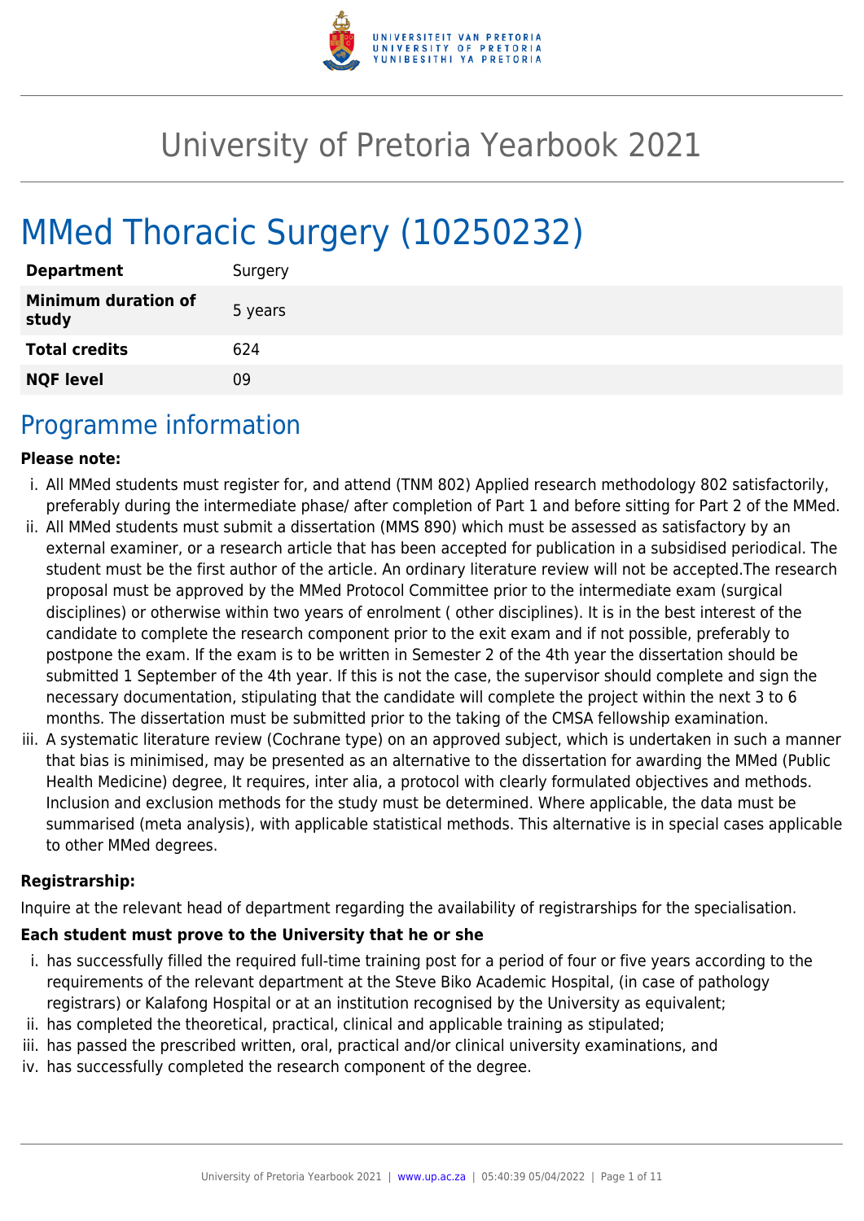# University of Pretoria Yearbook 2021

# MMed Thoracic Surgery (10250232)

| | |
|---|---|
| **Department** | Surgery |
| **Minimum duration of study** | 5 years |
| **Total credits** | 624 |
| **NQF level** | 09 |

## Programme information

**Please note:**

i. All MMed students must register for, and attend (TNM 802) Applied research methodology 802 satisfactorily, preferably during the intermediate phase/ after completion of Part 1 and before sitting for Part 2 of the MMed.

ii. All MMed students must submit a dissertation (MMS 890) which must be assessed as satisfactory by an external examiner, or a research article that has been accepted for publication in a subsidised periodical. The student must be the first author of the article. An ordinary literature review will not be accepted.The research proposal must be approved by the MMed Protocol Committee prior to the intermediate exam (surgical disciplines) or otherwise within two years of enrolment ( other disciplines). It is in the best interest of the candidate to complete the research component prior to the exit exam and if not possible, preferably to postpone the exam. If the exam is to be written in Semester 2 of the 4th year the dissertation should be submitted 1 September of the 4th year. If this is not the case, the supervisor should complete and sign the necessary documentation, stipulating that the candidate will complete the project within the next 3 to 6 months. The dissertation must be submitted prior to the taking of the CMSA fellowship examination.

iii. A systematic literature review (Cochrane type) on an approved subject, which is undertaken in such a manner that bias is minimised, may be presented as an alternative to the dissertation for awarding the MMed (Public Health Medicine) degree, It requires, inter alia, a protocol with clearly formulated objectives and methods. Inclusion and exclusion methods for the study must be determined. Where applicable, the data must be summarised (meta analysis), with applicable statistical methods. This alternative is in special cases applicable to other MMed degrees.

**Registrarship:**

Inquire at the relevant head of department regarding the availability of registrarships for the specialisation.

**Each student must prove to the University that he or she**

i. has successfully filled the required full-time training post for a period of four or five years according to the requirements of the relevant department at the Steve Biko Academic Hospital, (in case of pathology registrars) or Kalafong Hospital or at an institution recognised by the University as equivalent;

ii. has completed the theoretical, practical, clinical and applicable training as stipulated;

iii. has passed the prescribed written, oral, practical and/or clinical university examinations, and

iv. has successfully completed the research component of the degree.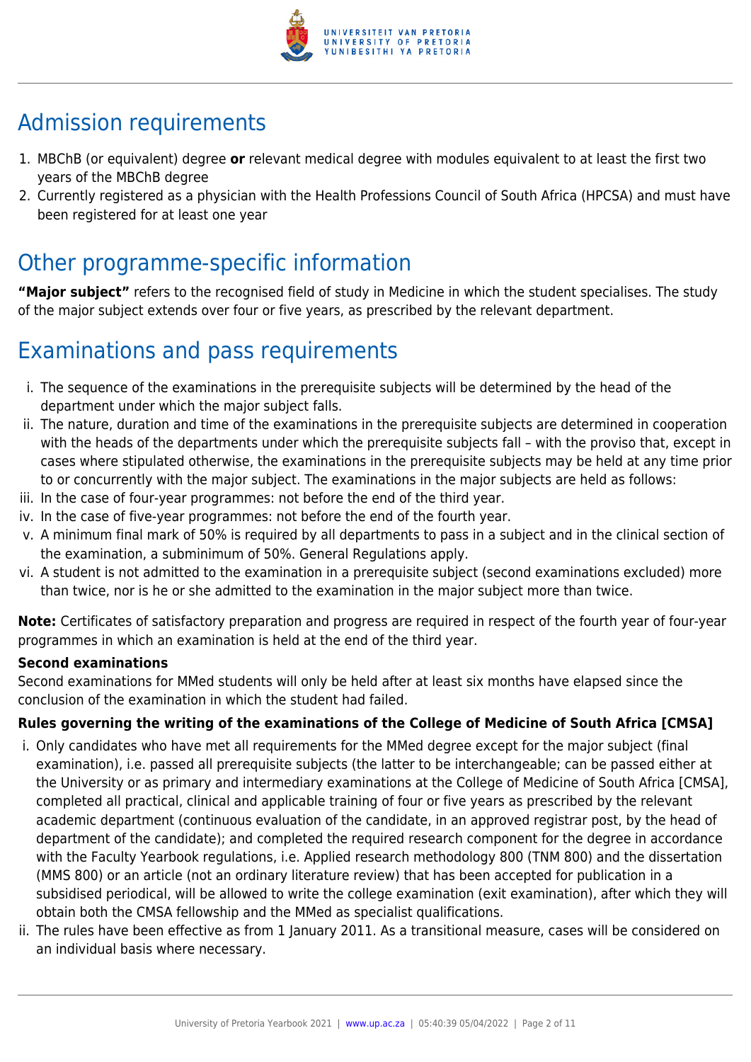## Admission requirements

1. MBChB (or equivalent) degree **or** relevant medical degree with modules equivalent to at least the first two years of the MBChB degree
2. Currently registered as a physician with the Health Professions Council of South Africa (HPCSA) and must have been registered for at least one year

## Other programme-specific information

**"Major subject"** refers to the recognised field of study in Medicine in which the student specialises. The study of the major subject extends over four or five years, as prescribed by the relevant department.

## Examinations and pass requirements

i. The sequence of the examinations in the prerequisite subjects will be determined by the head of the department under which the major subject falls.
ii. The nature, duration and time of the examinations in the prerequisite subjects are determined in cooperation with the heads of the departments under which the prerequisite subjects fall – with the proviso that, except in cases where stipulated otherwise, the examinations in the prerequisite subjects may be held at any time prior to or concurrently with the major subject. The examinations in the major subjects are held as follows:
iii. In the case of four-year programmes: not before the end of the third year.
iv. In the case of five-year programmes: not before the end of the fourth year.
v. A minimum final mark of 50% is required by all departments to pass in a subject and in the clinical section of the examination, a subminimum of 50%. General Regulations apply.
vi. A student is not admitted to the examination in a prerequisite subject (second examinations excluded) more than twice, nor is he or she admitted to the examination in the major subject more than twice.

**Note:** Certificates of satisfactory preparation and progress are required in respect of the fourth year of four-year programmes in which an examination is held at the end of the third year.

**Second examinations**
Second examinations for MMed students will only be held after at least six months have elapsed since the conclusion of the examination in which the student had failed.

**Rules governing the writing of the examinations of the College of Medicine of South Africa [CMSA]**

i. Only candidates who have met all requirements for the MMed degree except for the major subject (final examination), i.e. passed all prerequisite subjects (the latter to be interchangeable; can be passed either at the University or as primary and intermediary examinations at the College of Medicine of South Africa [CMSA], completed all practical, clinical and applicable training of four or five years as prescribed by the relevant academic department (continuous evaluation of the candidate, in an approved registrar post, by the head of department of the candidate); and completed the required research component for the degree in accordance with the Faculty Yearbook regulations, i.e. Applied research methodology 800 (TNM 800) and the dissertation (MMS 800) or an article (not an ordinary literature review) that has been accepted for publication in a subsidised periodical, will be allowed to write the college examination (exit examination), after which they will obtain both the CMSA fellowship and the MMed as specialist qualifications.
ii. The rules have been effective as from 1 January 2011. As a transitional measure, cases will be considered on an individual basis where necessary.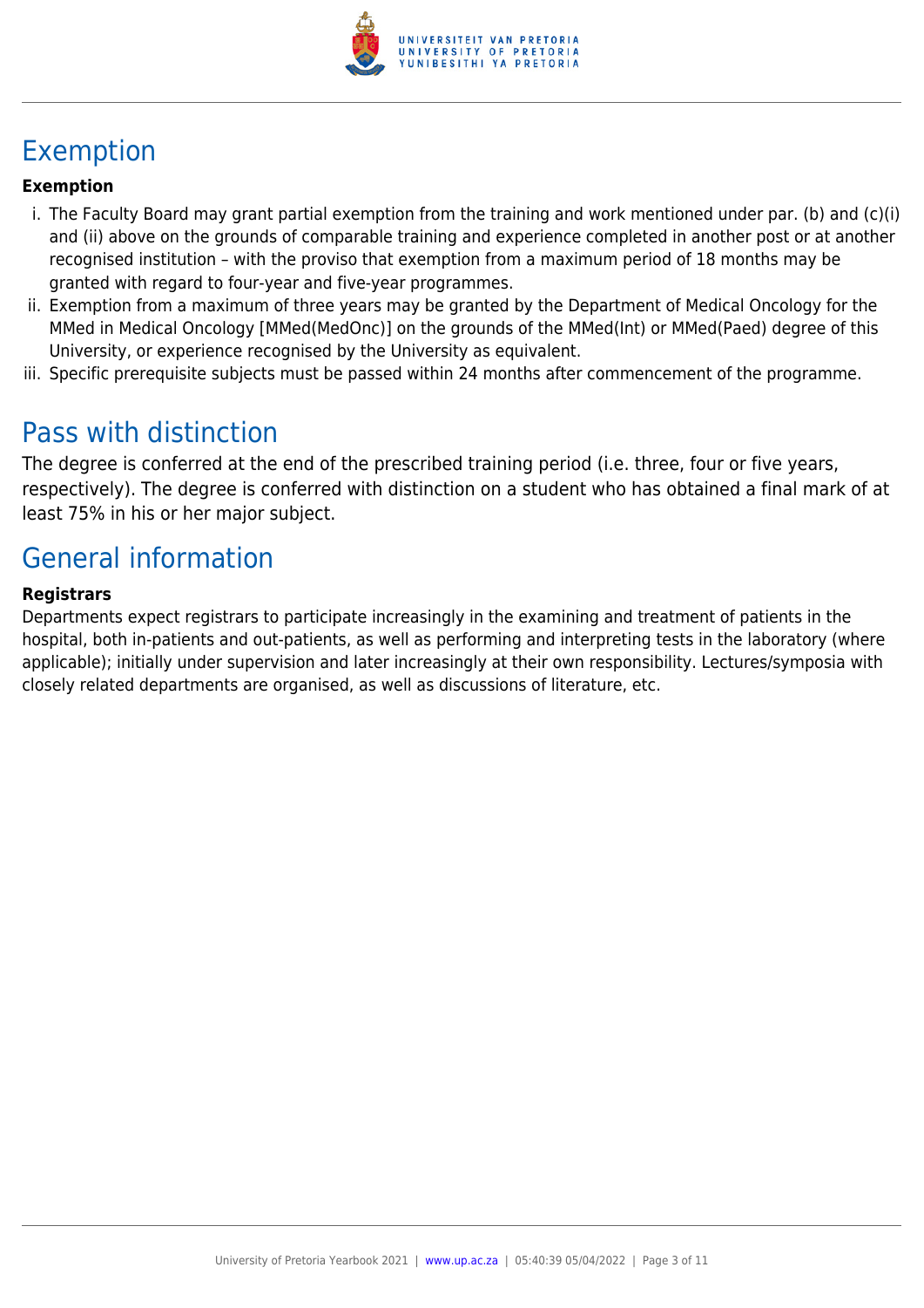## Exemption

**Exemption**

i. The Faculty Board may grant partial exemption from the training and work mentioned under par. (b) and (c)(i) and (ii) above on the grounds of comparable training and experience completed in another post or at another recognised institution – with the proviso that exemption from a maximum period of 18 months may be granted with regard to four-year and five-year programmes.
ii. Exemption from a maximum of three years may be granted by the Department of Medical Oncology for the MMed in Medical Oncology [MMed(MedOnc)] on the grounds of the MMed(Int) or MMed(Paed) degree of this University, or experience recognised by the University as equivalent.
iii. Specific prerequisite subjects must be passed within 24 months after commencement of the programme.

## Pass with distinction

The degree is conferred at the end of the prescribed training period (i.e. three, four or five years, respectively). The degree is conferred with distinction on a student who has obtained a final mark of at least 75% in his or her major subject.

## General information

**Registrars**

Departments expect registrars to participate increasingly in the examining and treatment of patients in the hospital, both in-patients and out-patients, as well as performing and interpreting tests in the laboratory (where applicable); initially under supervision and later increasingly at their own responsibility. Lectures/symposia with closely related departments are organised, as well as discussions of literature, etc.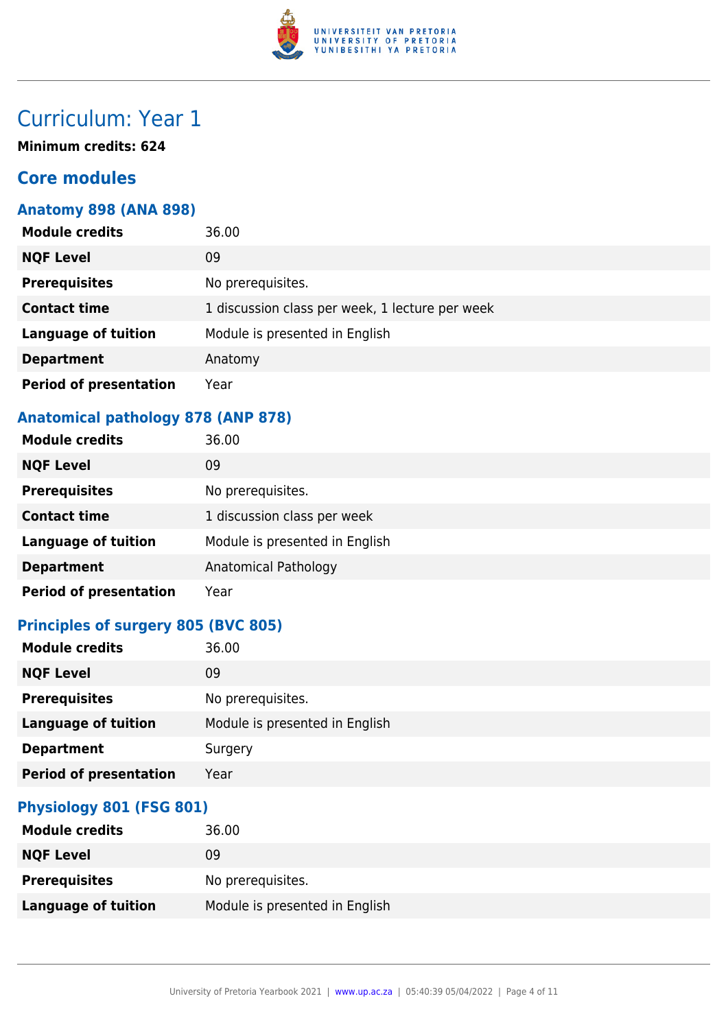# Curriculum: Year 1

**Minimum credits: 624**

## Core modules

### Anatomy 898 (ANA 898)

| | |
|---|---|
| **Module credits** | 36.00 |
| **NQF Level** | 09 |
| **Prerequisites** | No prerequisites. |
| **Contact time** | 1 discussion class per week, 1 lecture per week |
| **Language of tuition** | Module is presented in English |
| **Department** | Anatomy |
| **Period of presentation** | Year |

### Anatomical pathology 878 (ANP 878)

| | |
|---|---|
| **Module credits** | 36.00 |
| **NQF Level** | 09 |
| **Prerequisites** | No prerequisites. |
| **Contact time** | 1 discussion class per week |
| **Language of tuition** | Module is presented in English |
| **Department** | Anatomical Pathology |
| **Period of presentation** | Year |

### Principles of surgery 805 (BVC 805)

| | |
|---|---|
| **Module credits** | 36.00 |
| **NQF Level** | 09 |
| **Prerequisites** | No prerequisites. |
| **Language of tuition** | Module is presented in English |
| **Department** | Surgery |
| **Period of presentation** | Year |

### Physiology 801 (FSG 801)

| | |
|---|---|
| **Module credits** | 36.00 |
| **NQF Level** | 09 |
| **Prerequisites** | No prerequisites. |
| **Language of tuition** | Module is presented in English |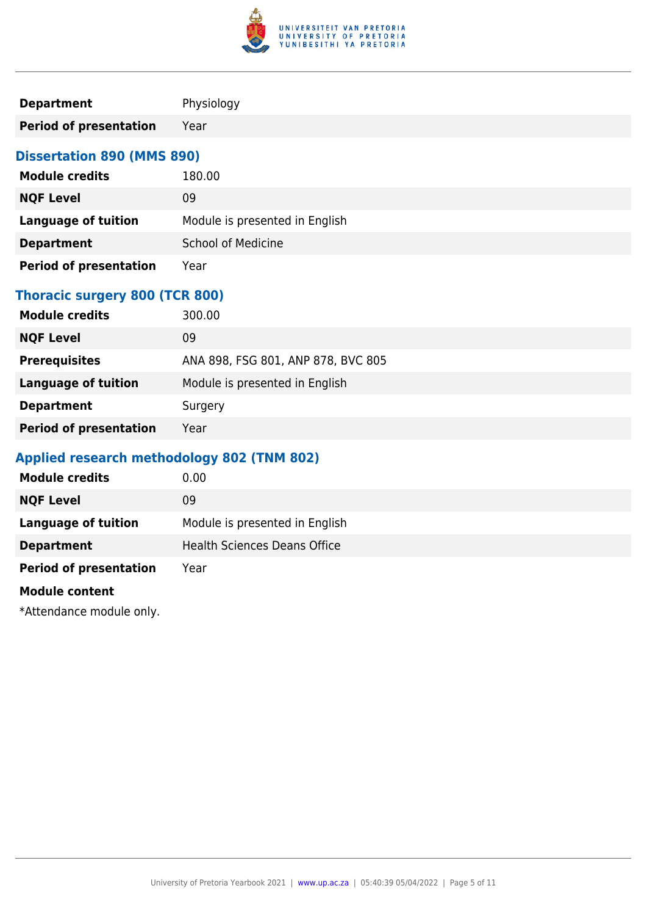| | |
|---|---|
| **Department** | Physiology |
| **Period of presentation** | Year |

### Dissertation 890 (MMS 890)

| | |
|---|---|
| **Module credits** | 180.00 |
| **NQF Level** | 09 |
| **Language of tuition** | Module is presented in English |
| **Department** | School of Medicine |
| **Period of presentation** | Year |

### Thoracic surgery 800 (TCR 800)

| | |
|---|---|
| **Module credits** | 300.00 |
| **NQF Level** | 09 |
| **Prerequisites** | ANA 898, FSG 801, ANP 878, BVC 805 |
| **Language of tuition** | Module is presented in English |
| **Department** | Surgery |
| **Period of presentation** | Year |

### Applied research methodology 802 (TNM 802)

| | |
|---|---|
| **Module credits** | 0.00 |
| **NQF Level** | 09 |
| **Language of tuition** | Module is presented in English |
| **Department** | Health Sciences Deans Office |
| **Period of presentation** | Year |

**Module content**

*Attendance module only.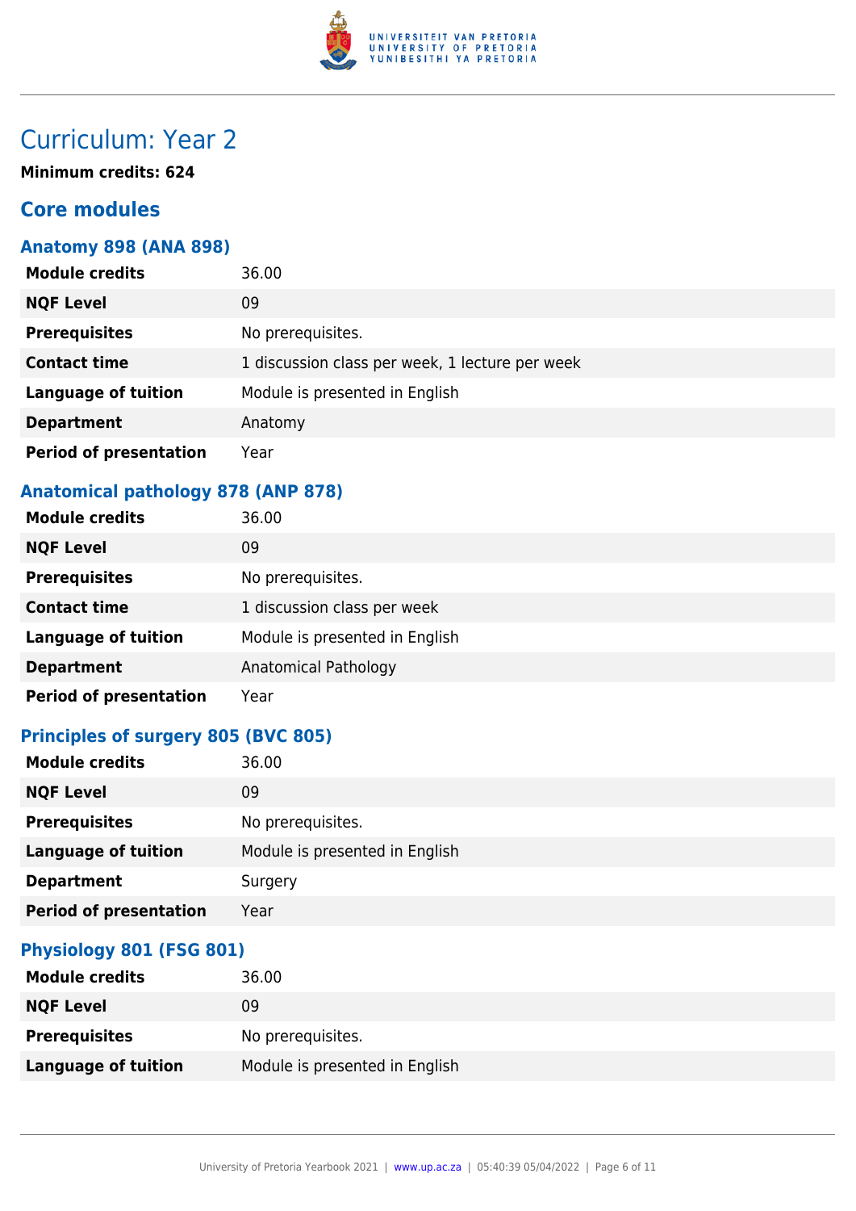# Curriculum: Year 2

**Minimum credits: 624**

## Core modules

### Anatomy 898 (ANA 898)

| | |
|---|---|
| **Module credits** | 36.00 |
| **NQF Level** | 09 |
| **Prerequisites** | No prerequisites. |
| **Contact time** | 1 discussion class per week, 1 lecture per week |
| **Language of tuition** | Module is presented in English |
| **Department** | Anatomy |
| **Period of presentation** | Year |

### Anatomical pathology 878 (ANP 878)

| | |
|---|---|
| **Module credits** | 36.00 |
| **NQF Level** | 09 |
| **Prerequisites** | No prerequisites. |
| **Contact time** | 1 discussion class per week |
| **Language of tuition** | Module is presented in English |
| **Department** | Anatomical Pathology |
| **Period of presentation** | Year |

### Principles of surgery 805 (BVC 805)

| | |
|---|---|
| **Module credits** | 36.00 |
| **NQF Level** | 09 |
| **Prerequisites** | No prerequisites. |
| **Language of tuition** | Module is presented in English |
| **Department** | Surgery |
| **Period of presentation** | Year |

### Physiology 801 (FSG 801)

| | |
|---|---|
| **Module credits** | 36.00 |
| **NQF Level** | 09 |
| **Prerequisites** | No prerequisites. |
| **Language of tuition** | Module is presented in English |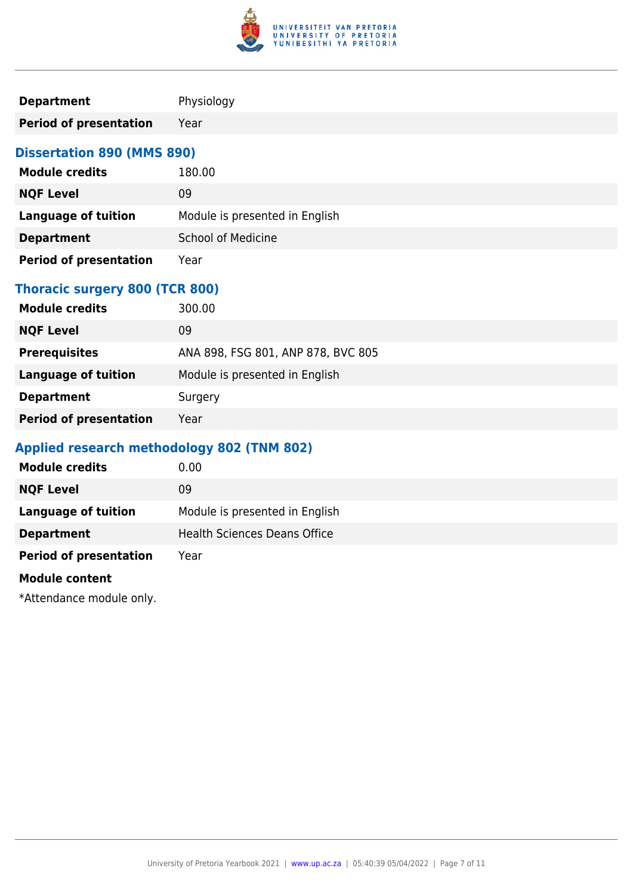| | |
|---|---|
| **Department** | Physiology |
| **Period of presentation** | Year |

### Dissertation 890 (MMS 890)

| | |
|---|---|
| **Module credits** | 180.00 |
| **NQF Level** | 09 |
| **Language of tuition** | Module is presented in English |
| **Department** | School of Medicine |
| **Period of presentation** | Year |

### Thoracic surgery 800 (TCR 800)

| | |
|---|---|
| **Module credits** | 300.00 |
| **NQF Level** | 09 |
| **Prerequisites** | ANA 898, FSG 801, ANP 878, BVC 805 |
| **Language of tuition** | Module is presented in English |
| **Department** | Surgery |
| **Period of presentation** | Year |

### Applied research methodology 802 (TNM 802)

| | |
|---|---|
| **Module credits** | 0.00 |
| **NQF Level** | 09 |
| **Language of tuition** | Module is presented in English |
| **Department** | Health Sciences Deans Office |
| **Period of presentation** | Year |

**Module content**

*Attendance module only.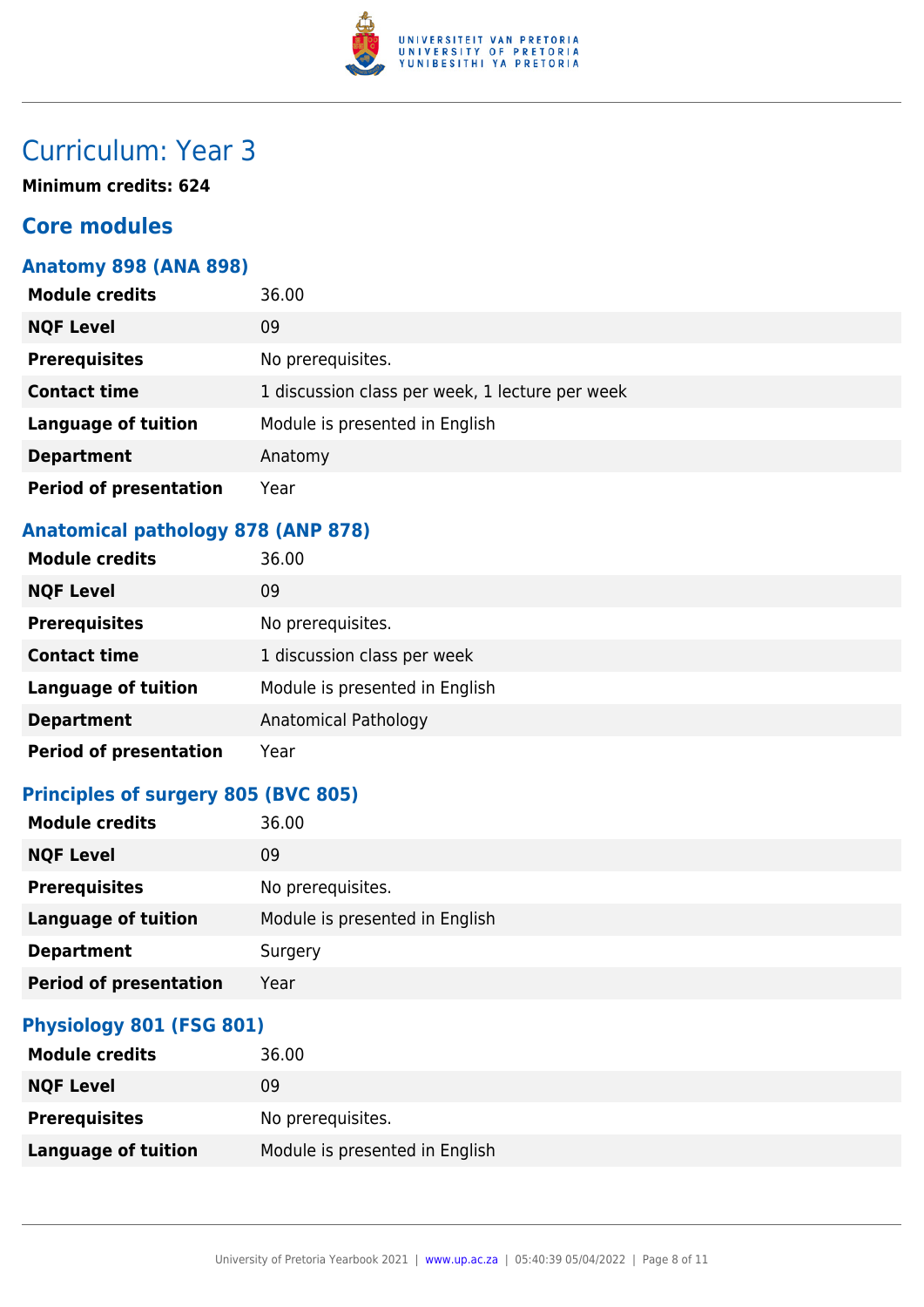# Curriculum: Year 3

**Minimum credits: 624**

## Core modules

### Anatomy 898 (ANA 898)

| | |
|---|---|
| **Module credits** | 36.00 |
| **NQF Level** | 09 |
| **Prerequisites** | No prerequisites. |
| **Contact time** | 1 discussion class per week, 1 lecture per week |
| **Language of tuition** | Module is presented in English |
| **Department** | Anatomy |
| **Period of presentation** | Year |

### Anatomical pathology 878 (ANP 878)

| | |
|---|---|
| **Module credits** | 36.00 |
| **NQF Level** | 09 |
| **Prerequisites** | No prerequisites. |
| **Contact time** | 1 discussion class per week |
| **Language of tuition** | Module is presented in English |
| **Department** | Anatomical Pathology |
| **Period of presentation** | Year |

### Principles of surgery 805 (BVC 805)

| | |
|---|---|
| **Module credits** | 36.00 |
| **NQF Level** | 09 |
| **Prerequisites** | No prerequisites. |
| **Language of tuition** | Module is presented in English |
| **Department** | Surgery |
| **Period of presentation** | Year |

### Physiology 801 (FSG 801)

| | |
|---|---|
| **Module credits** | 36.00 |
| **NQF Level** | 09 |
| **Prerequisites** | No prerequisites. |
| **Language of tuition** | Module is presented in English |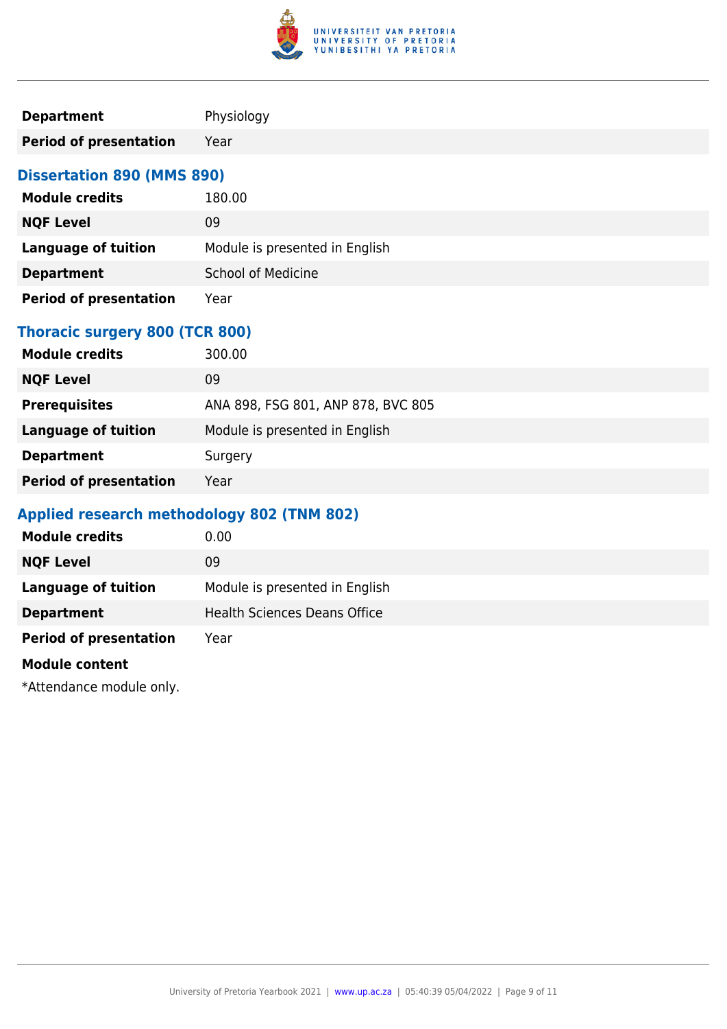| | |
|---|---|
| **Department** | Physiology |
| **Period of presentation** | Year |

### Dissertation 890 (MMS 890)

| | |
|---|---|
| **Module credits** | 180.00 |
| **NQF Level** | 09 |
| **Language of tuition** | Module is presented in English |
| **Department** | School of Medicine |
| **Period of presentation** | Year |

### Thoracic surgery 800 (TCR 800)

| | |
|---|---|
| **Module credits** | 300.00 |
| **NQF Level** | 09 |
| **Prerequisites** | ANA 898, FSG 801, ANP 878, BVC 805 |
| **Language of tuition** | Module is presented in English |
| **Department** | Surgery |
| **Period of presentation** | Year |

### Applied research methodology 802 (TNM 802)

| | |
|---|---|
| **Module credits** | 0.00 |
| **NQF Level** | 09 |
| **Language of tuition** | Module is presented in English |
| **Department** | Health Sciences Deans Office |
| **Period of presentation** | Year |

**Module content**

*Attendance module only.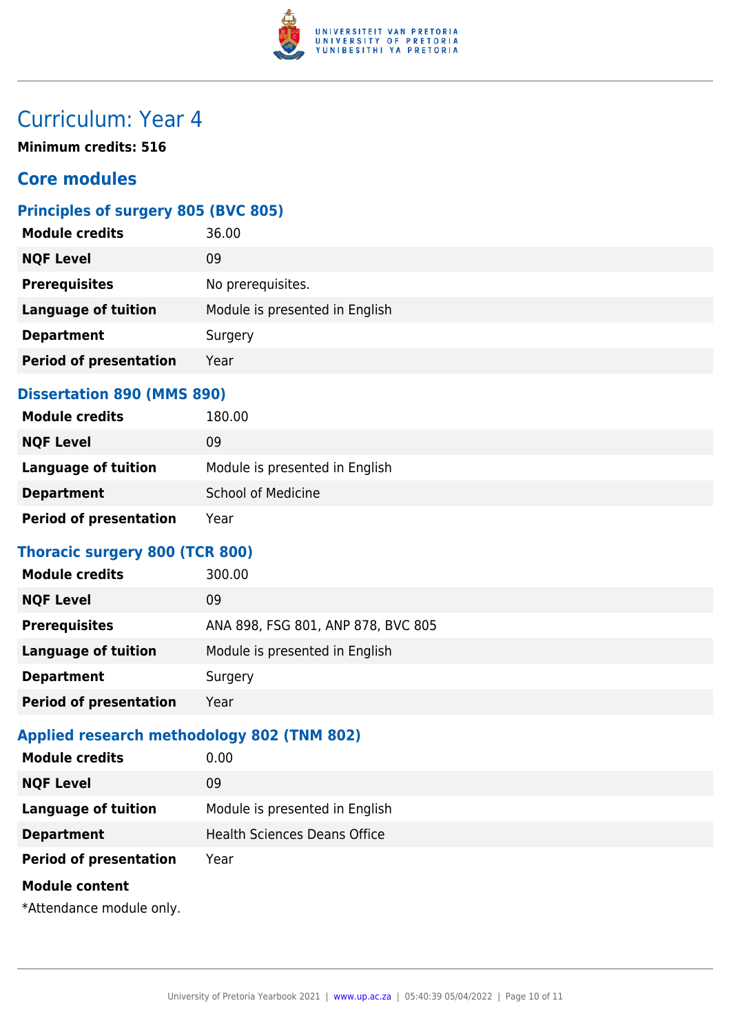# Curriculum: Year 4

**Minimum credits: 516**

## Core modules

### Principles of surgery 805 (BVC 805)

| | |
|---|---|
| **Module credits** | 36.00 |
| **NQF Level** | 09 |
| **Prerequisites** | No prerequisites. |
| **Language of tuition** | Module is presented in English |
| **Department** | Surgery |
| **Period of presentation** | Year |

### Dissertation 890 (MMS 890)

| | |
|---|---|
| **Module credits** | 180.00 |
| **NQF Level** | 09 |
| **Language of tuition** | Module is presented in English |
| **Department** | School of Medicine |
| **Period of presentation** | Year |

### Thoracic surgery 800 (TCR 800)

| | |
|---|---|
| **Module credits** | 300.00 |
| **NQF Level** | 09 |
| **Prerequisites** | ANA 898, FSG 801, ANP 878, BVC 805 |
| **Language of tuition** | Module is presented in English |
| **Department** | Surgery |
| **Period of presentation** | Year |

### Applied research methodology 802 (TNM 802)

| | |
|---|---|
| **Module credits** | 0.00 |
| **NQF Level** | 09 |
| **Language of tuition** | Module is presented in English |
| **Department** | Health Sciences Deans Office |
| **Period of presentation** | Year |

**Module content**

*Attendance module only.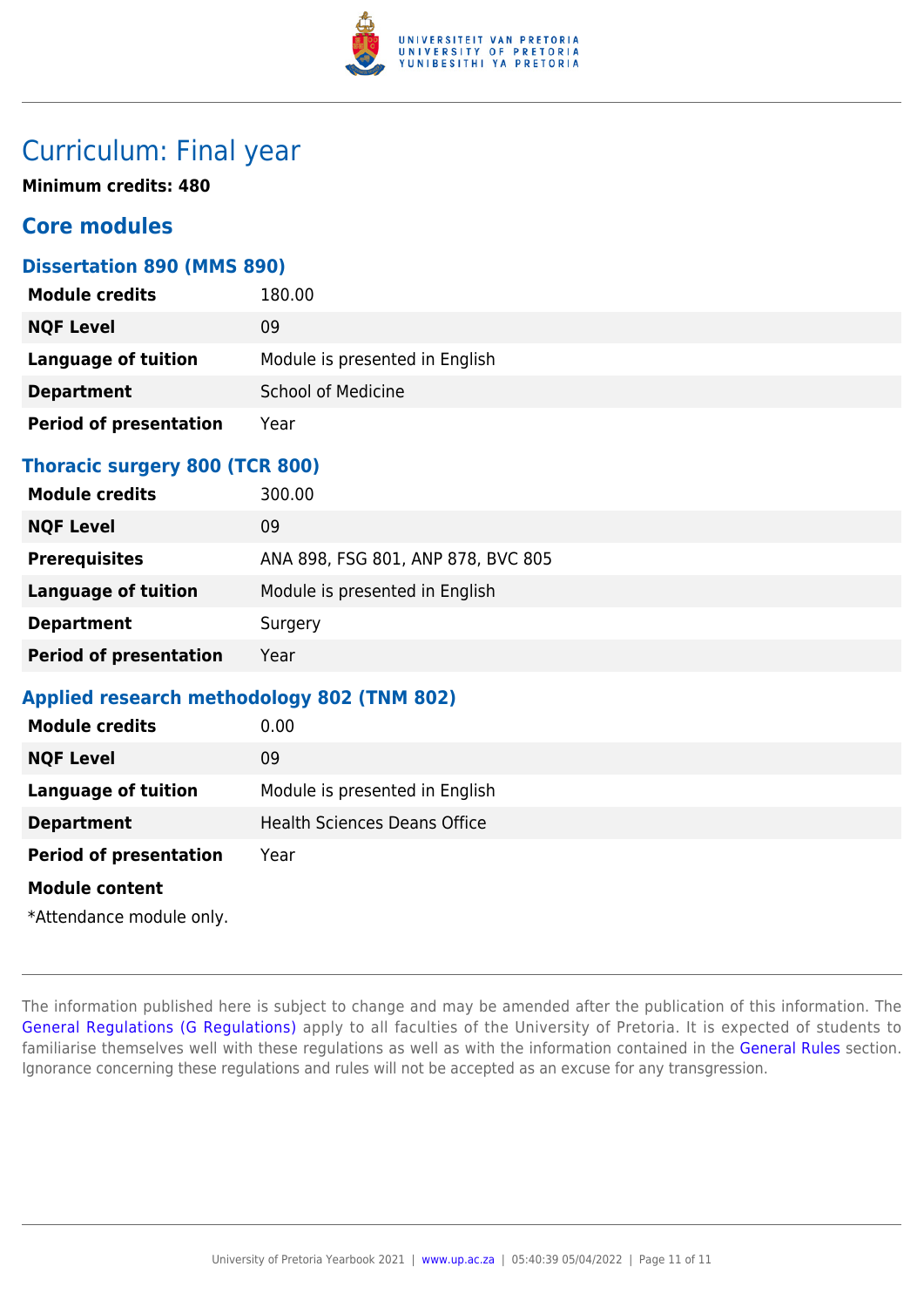# Curriculum: Final year

**Minimum credits: 480**

## Core modules

### Dissertation 890 (MMS 890)

| | |
|---|---|
| **Module credits** | 180.00 |
| **NQF Level** | 09 |
| **Language of tuition** | Module is presented in English |
| **Department** | School of Medicine |
| **Period of presentation** | Year |

### Thoracic surgery 800 (TCR 800)

| | |
|---|---|
| **Module credits** | 300.00 |
| **NQF Level** | 09 |
| **Prerequisites** | ANA 898, FSG 801, ANP 878, BVC 805 |
| **Language of tuition** | Module is presented in English |
| **Department** | Surgery |
| **Period of presentation** | Year |

### Applied research methodology 802 (TNM 802)

| | |
|---|---|
| **Module credits** | 0.00 |
| **NQF Level** | 09 |
| **Language of tuition** | Module is presented in English |
| **Department** | Health Sciences Deans Office |
| **Period of presentation** | Year |

**Module content**

*Attendance module only.

The information published here is subject to change and may be amended after the publication of this information. The General Regulations (G Regulations) apply to all faculties of the University of Pretoria. It is expected of students to familiarise themselves well with these regulations as well as with the information contained in the General Rules section. Ignorance concerning these regulations and rules will not be accepted as an excuse for any transgression.